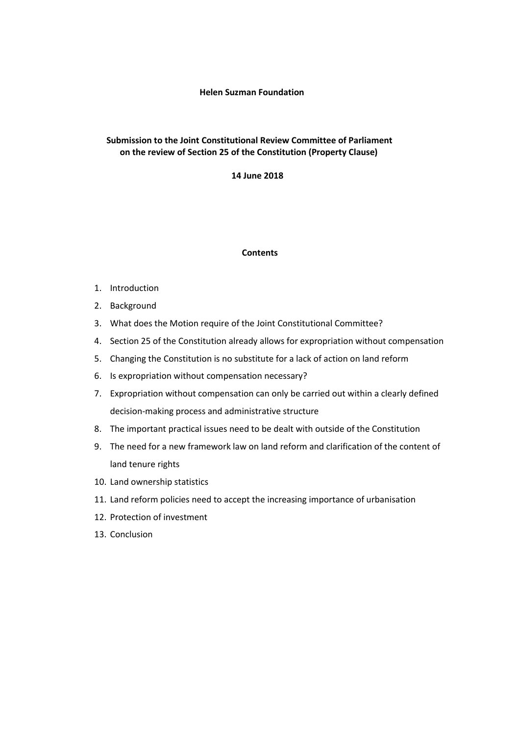**Helen Suzman Foundation**

**Submission to the Joint Constitutional Review Committee of Parliament on the review of Section 25 of the Constitution (Property Clause)**

**14 June 2018**

**Contents**

1. Introduction
2. Background
3. What does the Motion require of the Joint Constitutional Committee?
4. Section 25 of the Constitution already allows for expropriation without compensation
5. Changing the Constitution is no substitute for a lack of action on land reform
6. Is expropriation without compensation necessary?
7. Expropriation without compensation can only be carried out within a clearly defined decision-making process and administrative structure
8. The important practical issues need to be dealt with outside of the Constitution
9. The need for a new framework law on land reform and clarification of the content of land tenure rights
10. Land ownership statistics
11. Land reform policies need to accept the increasing importance of urbanisation
12. Protection of investment
13. Conclusion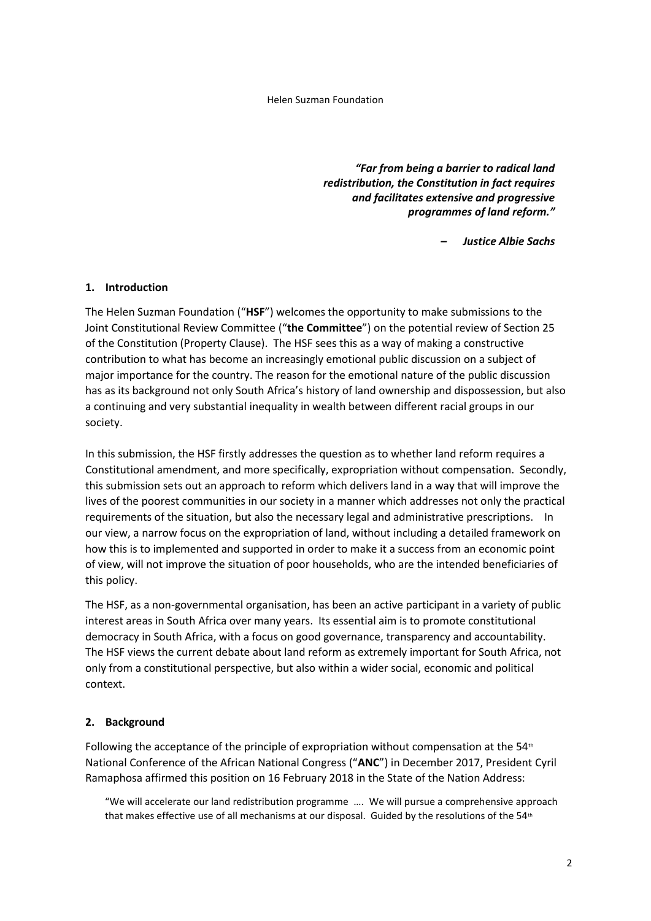*__“Far from being a barrier to radical land redistribution, the Constitution in fact requires and facilitates extensive and progressive programmes of land reform.”__*

*__– Justice Albie Sachs__*

## 1. Introduction

The Helen Suzman Foundation (“**HSF**”) welcomes the opportunity to make submissions to the Joint Constitutional Review Committee (“**the Committee**”) on the potential review of Section 25 of the Constitution (Property Clause). The HSF sees this as a way of making a constructive contribution to what has become an increasingly emotional public discussion on a subject of major importance for the country. The reason for the emotional nature of the public discussion has as its background not only South Africa’s history of land ownership and dispossession, but also a continuing and very substantial inequality in wealth between different racial groups in our society.

In this submission, the HSF firstly addresses the question as to whether land reform requires a Constitutional amendment, and more specifically, expropriation without compensation. Secondly, this submission sets out an approach to reform which delivers land in a way that will improve the lives of the poorest communities in our society in a manner which addresses not only the practical requirements of the situation, but also the necessary legal and administrative prescriptions. In our view, a narrow focus on the expropriation of land, without including a detailed framework on how this is to implemented and supported in order to make it a success from an economic point of view, will not improve the situation of poor households, who are the intended beneficiaries of this policy.

The HSF, as a non-governmental organisation, has been an active participant in a variety of public interest areas in South Africa over many years. Its essential aim is to promote constitutional democracy in South Africa, with a focus on good governance, transparency and accountability. The HSF views the current debate about land reform as extremely important for South Africa, not only from a constitutional perspective, but also within a wider social, economic and political context.

## 2. Background

Following the acceptance of the principle of expropriation without compensation at the 54th National Conference of the African National Congress (“**ANC**”) in December 2017, President Cyril Ramaphosa affirmed this position on 16 February 2018 in the State of the Nation Address:

> “We will accelerate our land redistribution programme …. We will pursue a comprehensive approach that makes effective use of all mechanisms at our disposal. Guided by the resolutions of the 54th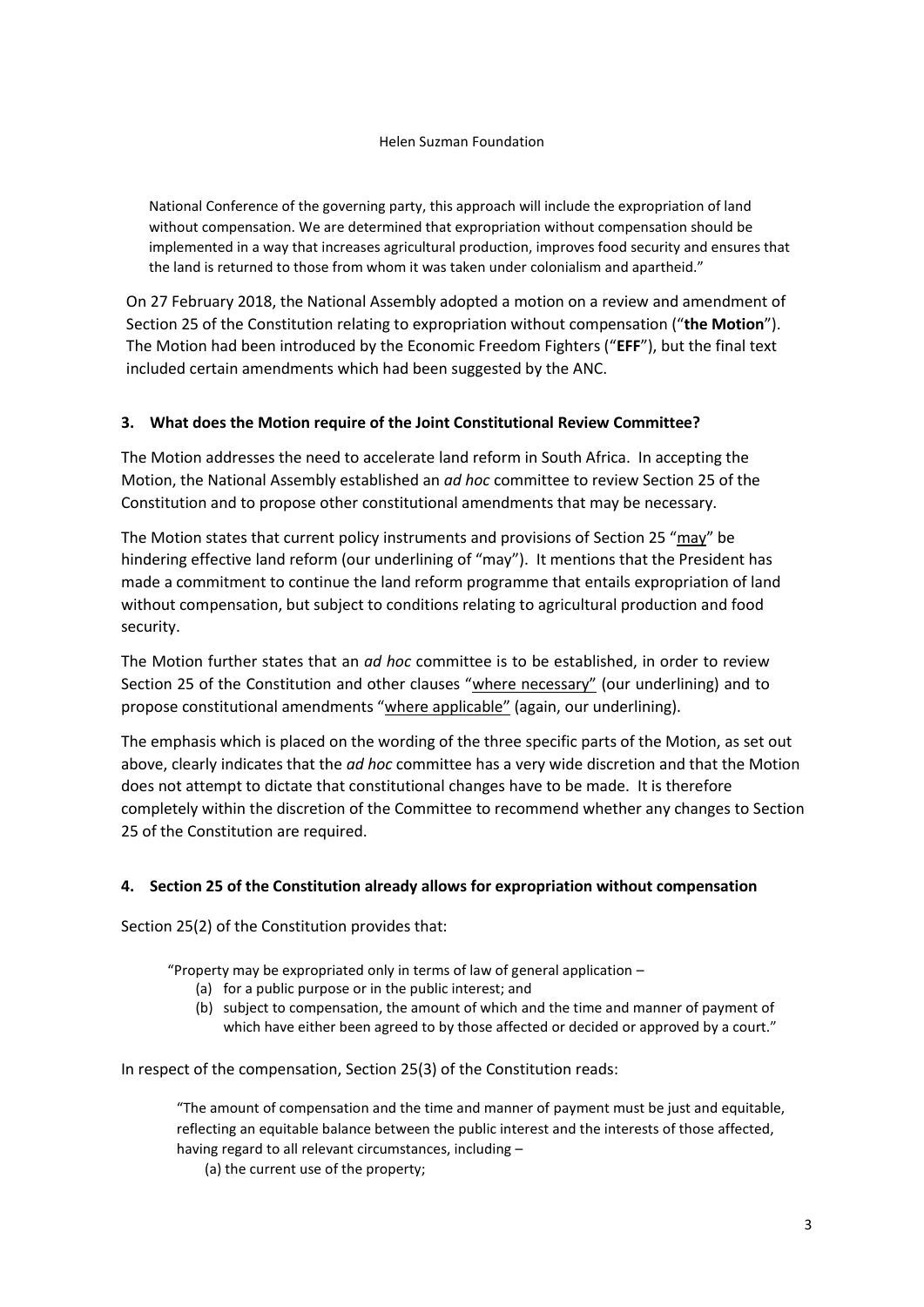National Conference of the governing party, this approach will include the expropriation of land without compensation. We are determined that expropriation without compensation should be implemented in a way that increases agricultural production, improves food security and ensures that the land is returned to those from whom it was taken under colonialism and apartheid."

On 27 February 2018, the National Assembly adopted a motion on a review and amendment of Section 25 of the Constitution relating to expropriation without compensation ("**the Motion**"). The Motion had been introduced by the Economic Freedom Fighters ("**EFF**"), but the final text included certain amendments which had been suggested by the ANC.

### 3. What does the Motion require of the Joint Constitutional Review Committee?

The Motion addresses the need to accelerate land reform in South Africa. In accepting the Motion, the National Assembly established an *ad hoc* committee to review Section 25 of the Constitution and to propose other constitutional amendments that may be necessary.

The Motion states that current policy instruments and provisions of Section 25 "<u>may</u>" be hindering effective land reform (our underlining of "may"). It mentions that the President has made a commitment to continue the land reform programme that entails expropriation of land without compensation, but subject to conditions relating to agricultural production and food security.

The Motion further states that an *ad hoc* committee is to be established, in order to review Section 25 of the Constitution and other clauses "<u>where necessary</u>" (our underlining) and to propose constitutional amendments "<u>where applicable</u>" (again, our underlining).

The emphasis which is placed on the wording of the three specific parts of the Motion, as set out above, clearly indicates that the *ad hoc* committee has a very wide discretion and that the Motion does not attempt to dictate that constitutional changes have to be made. It is therefore completely within the discretion of the Committee to recommend whether any changes to Section 25 of the Constitution are required.

### 4. Section 25 of the Constitution already allows for expropriation without compensation

Section 25(2) of the Constitution provides that:

> "Property may be expropriated only in terms of law of general application –
> (a) for a public purpose or in the public interest; and
> (b) subject to compensation, the amount of which and the time and manner of payment of which have either been agreed to by those affected or decided or approved by a court."

In respect of the compensation, Section 25(3) of the Constitution reads:

> "The amount of compensation and the time and manner of payment must be just and equitable, reflecting an equitable balance between the public interest and the interests of those affected, having regard to all relevant circumstances, including –
> (a) the current use of the property;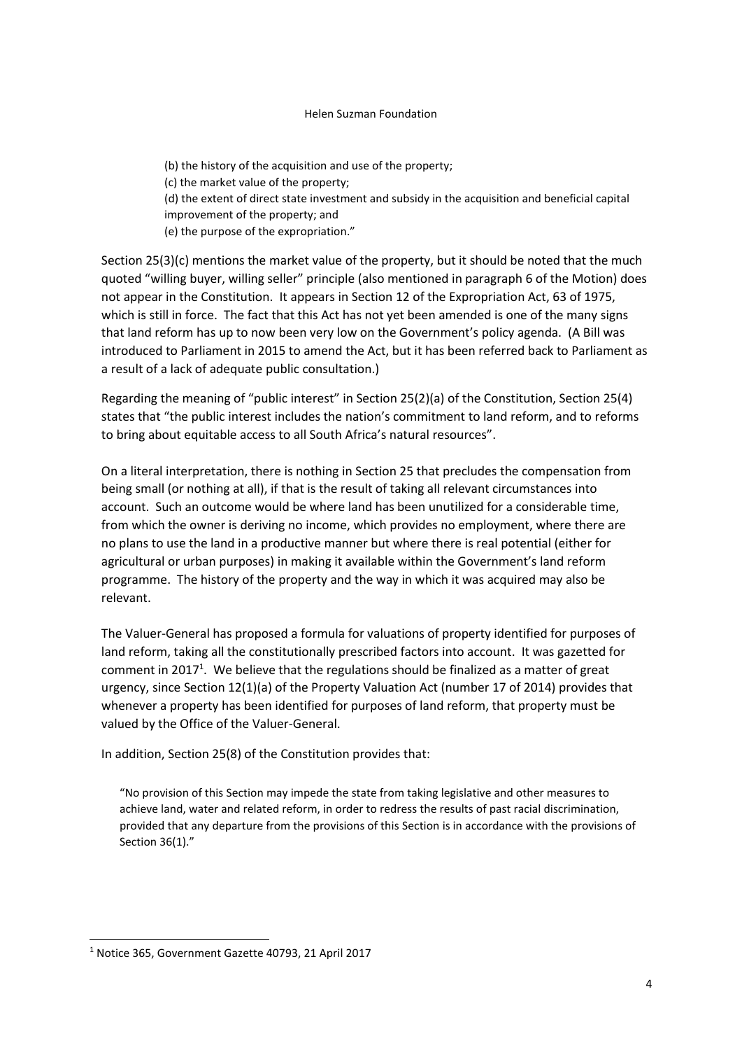> (b) the history of the acquisition and use of the property;
> (c) the market value of the property;
> (d) the extent of direct state investment and subsidy in the acquisition and beneficial capital improvement of the property; and
> (e) the purpose of the expropriation."

Section 25(3)(c) mentions the market value of the property, but it should be noted that the much quoted "willing buyer, willing seller" principle (also mentioned in paragraph 6 of the Motion) does not appear in the Constitution. It appears in Section 12 of the Expropriation Act, 63 of 1975, which is still in force. The fact that this Act has not yet been amended is one of the many signs that land reform has up to now been very low on the Government's policy agenda. (A Bill was introduced to Parliament in 2015 to amend the Act, but it has been referred back to Parliament as a result of a lack of adequate public consultation.)

Regarding the meaning of "public interest" in Section 25(2)(a) of the Constitution, Section 25(4) states that "the public interest includes the nation's commitment to land reform, and to reforms to bring about equitable access to all South Africa's natural resources".

On a literal interpretation, there is nothing in Section 25 that precludes the compensation from being small (or nothing at all), if that is the result of taking all relevant circumstances into account. Such an outcome would be where land has been unutilized for a considerable time, from which the owner is deriving no income, which provides no employment, where there are no plans to use the land in a productive manner but where there is real potential (either for agricultural or urban purposes) in making it available within the Government's land reform programme. The history of the property and the way in which it was acquired may also be relevant.

The Valuer-General has proposed a formula for valuations of property identified for purposes of land reform, taking all the constitutionally prescribed factors into account. It was gazetted for comment in 2017[1]. We believe that the regulations should be finalized as a matter of great urgency, since Section 12(1)(a) of the Property Valuation Act (number 17 of 2014) provides that whenever a property has been identified for purposes of land reform, that property must be valued by the Office of the Valuer-General.

In addition, Section 25(8) of the Constitution provides that:

> "No provision of this Section may impede the state from taking legislative and other measures to achieve land, water and related reform, in order to redress the results of past racial discrimination, provided that any departure from the provisions of this Section is in accordance with the provisions of Section 36(1)."

---

[1] Notice 365, Government Gazette 40793, 21 April 2017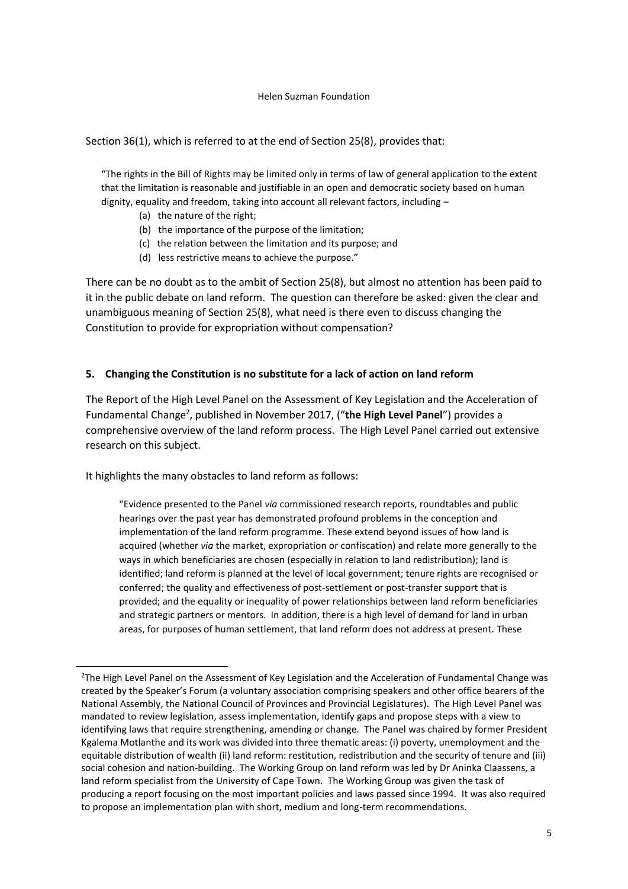Section 36(1), which is referred to at the end of Section 25(8), provides that:

> "The rights in the Bill of Rights may be limited only in terms of law of general application to the extent that the limitation is reasonable and justifiable in an open and democratic society based on human dignity, equality and freedom, taking into account all relevant factors, including –
>
> (a) the nature of the right;
> (b) the importance of the purpose of the limitation;
> (c) the relation between the limitation and its purpose; and
> (d) less restrictive means to achieve the purpose."

There can be no doubt as to the ambit of Section 25(8), but almost no attention has been paid to it in the public debate on land reform. The question can therefore be asked: given the clear and unambiguous meaning of Section 25(8), what need is there even to discuss changing the Constitution to provide for expropriation without compensation?

## 5. Changing the Constitution is no substitute for a lack of action on land reform

The Report of the High Level Panel on the Assessment of Key Legislation and the Acceleration of Fundamental Change[2], published in November 2017, ("**the High Level Panel**") provides a comprehensive overview of the land reform process. The High Level Panel carried out extensive research on this subject.

It highlights the many obstacles to land reform as follows:

> "Evidence presented to the Panel *via* commissioned research reports, roundtables and public hearings over the past year has demonstrated profound problems in the conception and implementation of the land reform programme. These extend beyond issues of how land is acquired (whether *via* the market, expropriation or confiscation) and relate more generally to the ways in which beneficiaries are chosen (especially in relation to land redistribution); land is identified; land reform is planned at the level of local government; tenure rights are recognised or conferred; the quality and effectiveness of post-settlement or post-transfer support that is provided; and the equality or inequality of power relationships between land reform beneficiaries and strategic partners or mentors. In addition, there is a high level of demand for land in urban areas, for purposes of human settlement, that land reform does not address at present. These

---

[2] The High Level Panel on the Assessment of Key Legislation and the Acceleration of Fundamental Change was created by the Speaker's Forum (a voluntary association comprising speakers and other office bearers of the National Assembly, the National Council of Provinces and Provincial Legislatures). The High Level Panel was mandated to review legislation, assess implementation, identify gaps and propose steps with a view to identifying laws that require strengthening, amending or change. The Panel was chaired by former President Kgalema Motlanthe and its work was divided into three thematic areas: (i) poverty, unemployment and the equitable distribution of wealth (ii) land reform: restitution, redistribution and the security of tenure and (iii) social cohesion and nation-building. The Working Group on land reform was led by Dr Aninka Claassens, a land reform specialist from the University of Cape Town. The Working Group was given the task of producing a report focusing on the most important policies and laws passed since 1994. It was also required to propose an implementation plan with short, medium and long-term recommendations.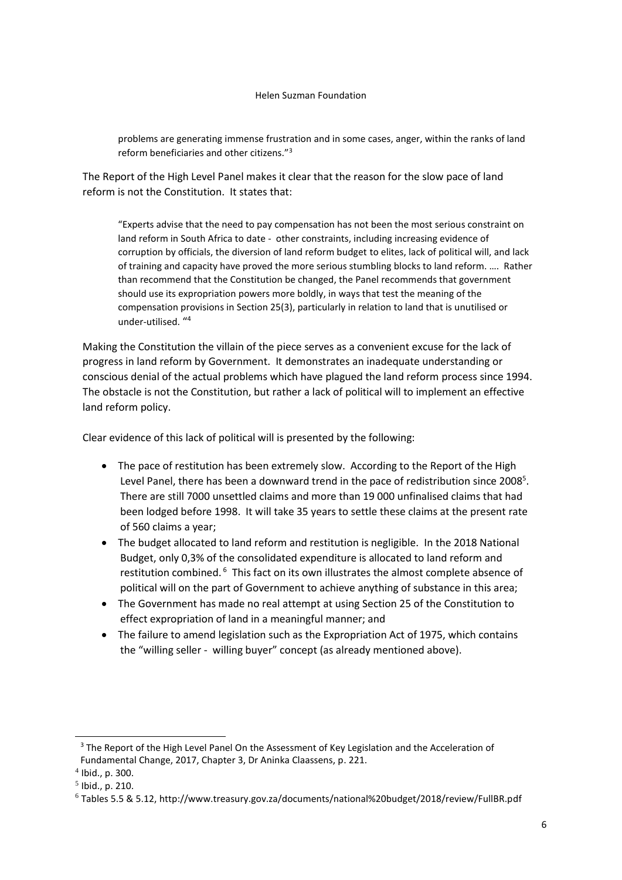> problems are generating immense frustration and in some cases, anger, within the ranks of land reform beneficiaries and other citizens."[3]

The Report of the High Level Panel makes it clear that the reason for the slow pace of land reform is not the Constitution. It states that:

> "Experts advise that the need to pay compensation has not been the most serious constraint on land reform in South Africa to date - other constraints, including increasing evidence of corruption by officials, the diversion of land reform budget to elites, lack of political will, and lack of training and capacity have proved the more serious stumbling blocks to land reform. …. Rather than recommend that the Constitution be changed, the Panel recommends that government should use its expropriation powers more boldly, in ways that test the meaning of the compensation provisions in Section 25(3), particularly in relation to land that is unutilised or under-utilised. "[4]

Making the Constitution the villain of the piece serves as a convenient excuse for the lack of progress in land reform by Government. It demonstrates an inadequate understanding or conscious denial of the actual problems which have plagued the land reform process since 1994. The obstacle is not the Constitution, but rather a lack of political will to implement an effective land reform policy.

Clear evidence of this lack of political will is presented by the following:

- The pace of restitution has been extremely slow. According to the Report of the High Level Panel, there has been a downward trend in the pace of redistribution since 2008[5]. There are still 7000 unsettled claims and more than 19 000 unfinalised claims that had been lodged before 1998. It will take 35 years to settle these claims at the present rate of 560 claims a year;
- The budget allocated to land reform and restitution is negligible. In the 2018 National Budget, only 0,3% of the consolidated expenditure is allocated to land reform and restitution combined.[6] This fact on its own illustrates the almost complete absence of political will on the part of Government to achieve anything of substance in this area;
- The Government has made no real attempt at using Section 25 of the Constitution to effect expropriation of land in a meaningful manner; and
- The failure to amend legislation such as the Expropriation Act of 1975, which contains the "willing seller - willing buyer" concept (as already mentioned above).

---

[3] The Report of the High Level Panel On the Assessment of Key Legislation and the Acceleration of Fundamental Change, 2017, Chapter 3, Dr Aninka Claassens, p. 221.

[4] Ibid., p. 300.

[5] Ibid., p. 210.

[6] Tables 5.5 & 5.12, http://www.treasury.gov.za/documents/national%20budget/2018/review/FullBR.pdf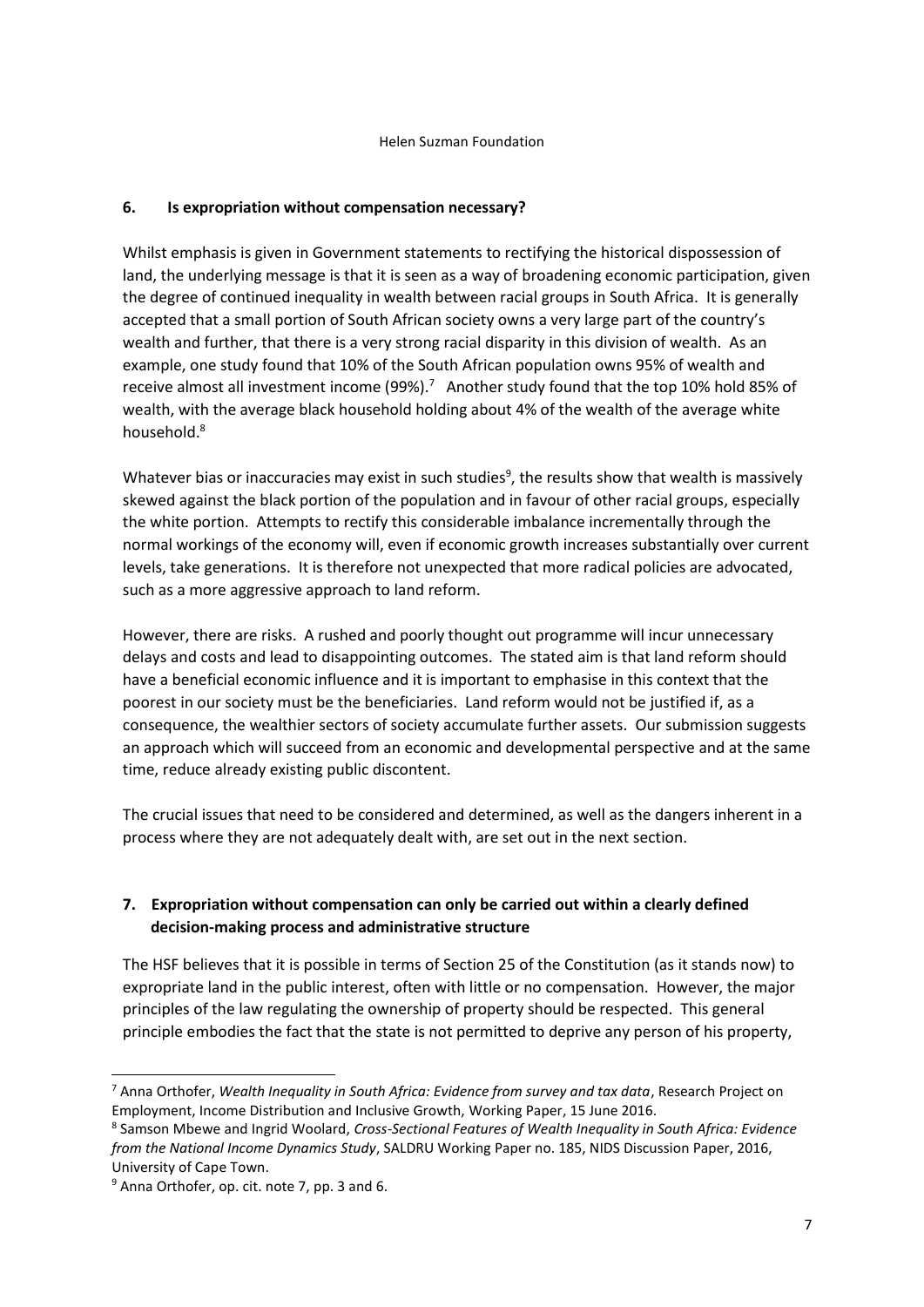## 6. Is expropriation without compensation necessary?

Whilst emphasis is given in Government statements to rectifying the historical dispossession of land, the underlying message is that it is seen as a way of broadening economic participation, given the degree of continued inequality in wealth between racial groups in South Africa. It is generally accepted that a small portion of South African society owns a very large part of the country's wealth and further, that there is a very strong racial disparity in this division of wealth. As an example, one study found that 10% of the South African population owns 95% of wealth and receive almost all investment income (99%).[7] Another study found that the top 10% hold 85% of wealth, with the average black household holding about 4% of the wealth of the average white household.[8]

Whatever bias or inaccuracies may exist in such studies[9], the results show that wealth is massively skewed against the black portion of the population and in favour of other racial groups, especially the white portion. Attempts to rectify this considerable imbalance incrementally through the normal workings of the economy will, even if economic growth increases substantially over current levels, take generations. It is therefore not unexpected that more radical policies are advocated, such as a more aggressive approach to land reform.

However, there are risks. A rushed and poorly thought out programme will incur unnecessary delays and costs and lead to disappointing outcomes. The stated aim is that land reform should have a beneficial economic influence and it is important to emphasise in this context that the poorest in our society must be the beneficiaries. Land reform would not be justified if, as a consequence, the wealthier sectors of society accumulate further assets. Our submission suggests an approach which will succeed from an economic and developmental perspective and at the same time, reduce already existing public discontent.

The crucial issues that need to be considered and determined, as well as the dangers inherent in a process where they are not adequately dealt with, are set out in the next section.

## 7. Expropriation without compensation can only be carried out within a clearly defined decision-making process and administrative structure

The HSF believes that it is possible in terms of Section 25 of the Constitution (as it stands now) to expropriate land in the public interest, often with little or no compensation. However, the major principles of the law regulating the ownership of property should be respected. This general principle embodies the fact that the state is not permitted to deprive any person of his property,

---

[7] Anna Orthofer, *Wealth Inequality in South Africa: Evidence from survey and tax data*, Research Project on Employment, Income Distribution and Inclusive Growth, Working Paper, 15 June 2016.

[8] Samson Mbewe and Ingrid Woolard, *Cross-Sectional Features of Wealth Inequality in South Africa: Evidence from the National Income Dynamics Study*, SALDRU Working Paper no. 185, NIDS Discussion Paper, 2016, University of Cape Town.

[9] Anna Orthofer, op. cit. note 7, pp. 3 and 6.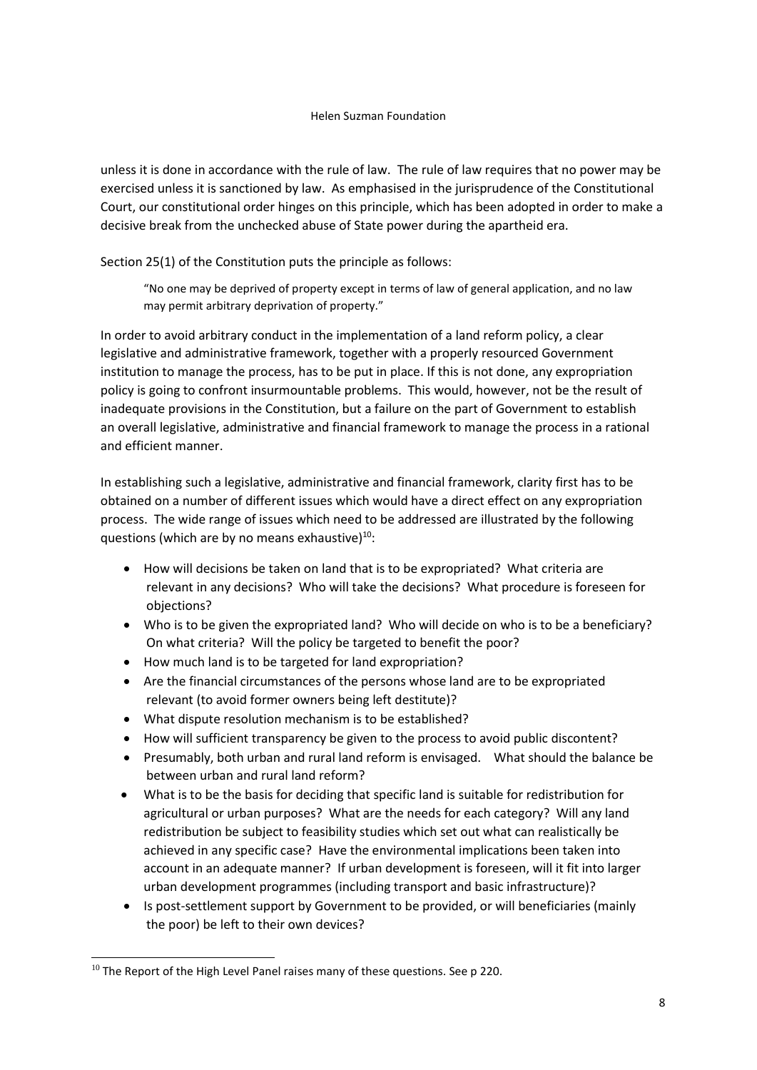unless it is done in accordance with the rule of law. The rule of law requires that no power may be exercised unless it is sanctioned by law. As emphasised in the jurisprudence of the Constitutional Court, our constitutional order hinges on this principle, which has been adopted in order to make a decisive break from the unchecked abuse of State power during the apartheid era.

Section 25(1) of the Constitution puts the principle as follows:

> "No one may be deprived of property except in terms of law of general application, and no law may permit arbitrary deprivation of property."

In order to avoid arbitrary conduct in the implementation of a land reform policy, a clear legislative and administrative framework, together with a properly resourced Government institution to manage the process, has to be put in place. If this is not done, any expropriation policy is going to confront insurmountable problems. This would, however, not be the result of inadequate provisions in the Constitution, but a failure on the part of Government to establish an overall legislative, administrative and financial framework to manage the process in a rational and efficient manner.

In establishing such a legislative, administrative and financial framework, clarity first has to be obtained on a number of different issues which would have a direct effect on any expropriation process. The wide range of issues which need to be addressed are illustrated by the following questions (which are by no means exhaustive)[10]:

- How will decisions be taken on land that is to be expropriated? What criteria are relevant in any decisions? Who will take the decisions? What procedure is foreseen for objections?
- Who is to be given the expropriated land? Who will decide on who is to be a beneficiary? On what criteria? Will the policy be targeted to benefit the poor?
- How much land is to be targeted for land expropriation?
- Are the financial circumstances of the persons whose land are to be expropriated relevant (to avoid former owners being left destitute)?
- What dispute resolution mechanism is to be established?
- How will sufficient transparency be given to the process to avoid public discontent?
- Presumably, both urban and rural land reform is envisaged. What should the balance be between urban and rural land reform?
- What is to be the basis for deciding that specific land is suitable for redistribution for agricultural or urban purposes? What are the needs for each category? Will any land redistribution be subject to feasibility studies which set out what can realistically be achieved in any specific case? Have the environmental implications been taken into account in an adequate manner? If urban development is foreseen, will it fit into larger urban development programmes (including transport and basic infrastructure)?
- Is post-settlement support by Government to be provided, or will beneficiaries (mainly the poor) be left to their own devices?

[10] The Report of the High Level Panel raises many of these questions. See p 220.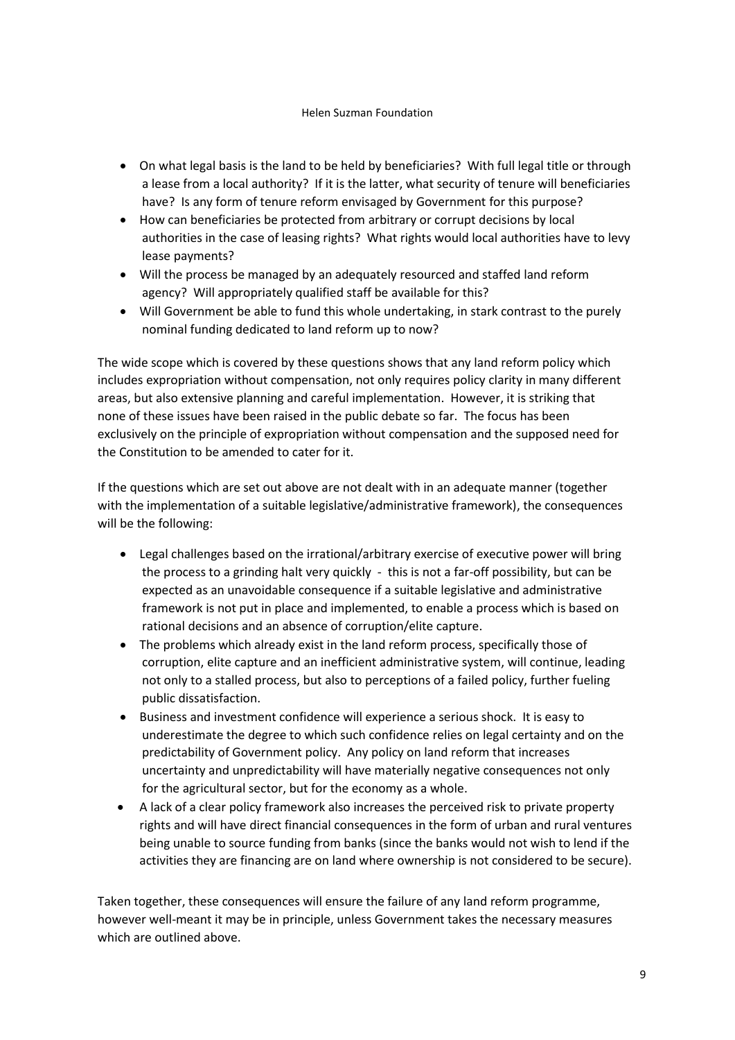- On what legal basis is the land to be held by beneficiaries? With full legal title or through a lease from a local authority? If it is the latter, what security of tenure will beneficiaries have? Is any form of tenure reform envisaged by Government for this purpose?
- How can beneficiaries be protected from arbitrary or corrupt decisions by local authorities in the case of leasing rights? What rights would local authorities have to levy lease payments?
- Will the process be managed by an adequately resourced and staffed land reform agency? Will appropriately qualified staff be available for this?
- Will Government be able to fund this whole undertaking, in stark contrast to the purely nominal funding dedicated to land reform up to now?

The wide scope which is covered by these questions shows that any land reform policy which includes expropriation without compensation, not only requires policy clarity in many different areas, but also extensive planning and careful implementation. However, it is striking that none of these issues have been raised in the public debate so far. The focus has been exclusively on the principle of expropriation without compensation and the supposed need for the Constitution to be amended to cater for it.

If the questions which are set out above are not dealt with in an adequate manner (together with the implementation of a suitable legislative/administrative framework), the consequences will be the following:

- Legal challenges based on the irrational/arbitrary exercise of executive power will bring the process to a grinding halt very quickly - this is not a far-off possibility, but can be expected as an unavoidable consequence if a suitable legislative and administrative framework is not put in place and implemented, to enable a process which is based on rational decisions and an absence of corruption/elite capture.
- The problems which already exist in the land reform process, specifically those of corruption, elite capture and an inefficient administrative system, will continue, leading not only to a stalled process, but also to perceptions of a failed policy, further fueling public dissatisfaction.
- Business and investment confidence will experience a serious shock. It is easy to underestimate the degree to which such confidence relies on legal certainty and on the predictability of Government policy. Any policy on land reform that increases uncertainty and unpredictability will have materially negative consequences not only for the agricultural sector, but for the economy as a whole.
- A lack of a clear policy framework also increases the perceived risk to private property rights and will have direct financial consequences in the form of urban and rural ventures being unable to source funding from banks (since the banks would not wish to lend if the activities they are financing are on land where ownership is not considered to be secure).

Taken together, these consequences will ensure the failure of any land reform programme, however well-meant it may be in principle, unless Government takes the necessary measures which are outlined above.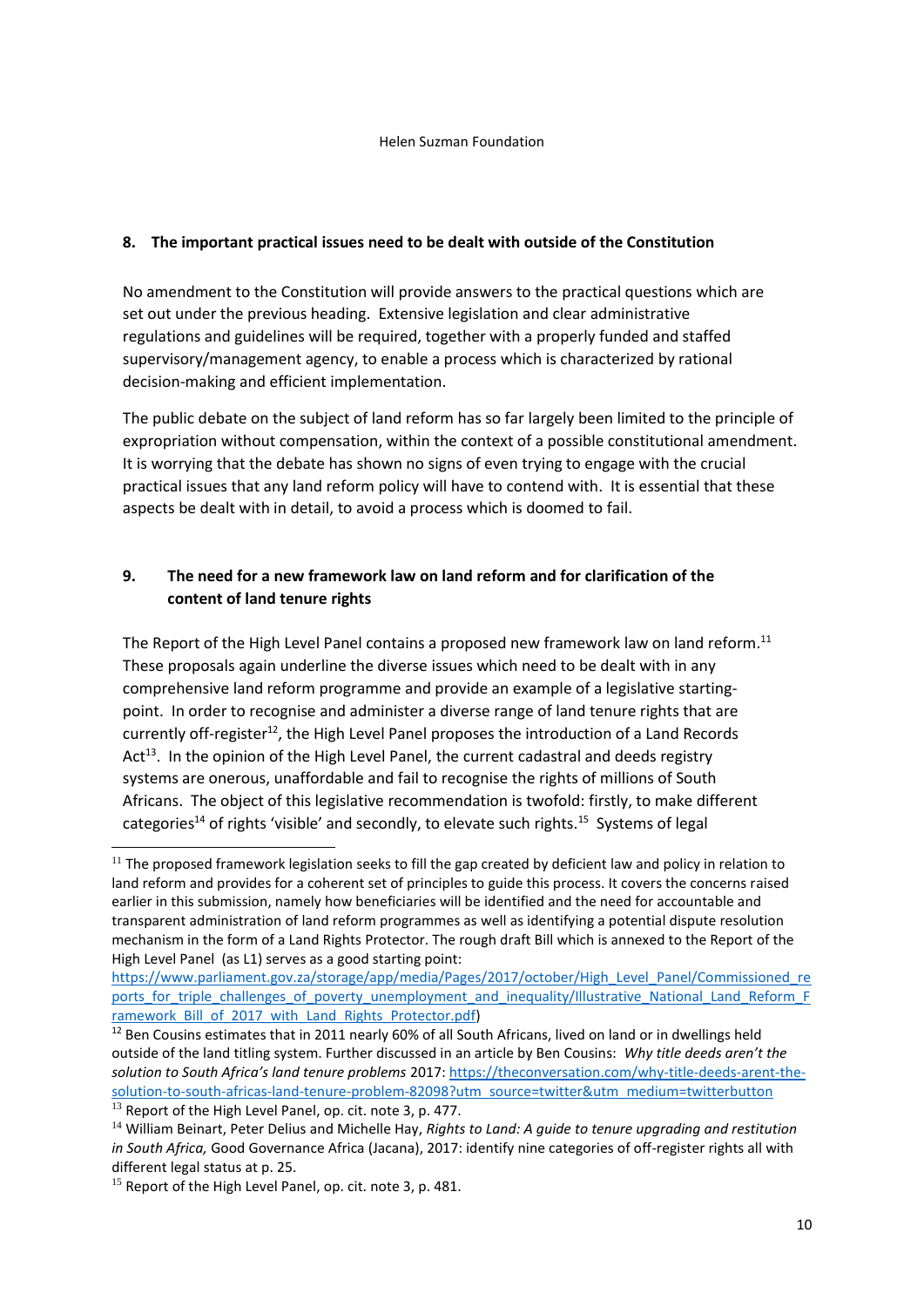## 8. The important practical issues need to be dealt with outside of the Constitution

No amendment to the Constitution will provide answers to the practical questions which are set out under the previous heading. Extensive legislation and clear administrative regulations and guidelines will be required, together with a properly funded and staffed supervisory/management agency, to enable a process which is characterized by rational decision-making and efficient implementation.

The public debate on the subject of land reform has so far largely been limited to the principle of expropriation without compensation, within the context of a possible constitutional amendment. It is worrying that the debate has shown no signs of even trying to engage with the crucial practical issues that any land reform policy will have to contend with. It is essential that these aspects be dealt with in detail, to avoid a process which is doomed to fail.

## 9. The need for a new framework law on land reform and for clarification of the content of land tenure rights

The Report of the High Level Panel contains a proposed new framework law on land reform.[11] These proposals again underline the diverse issues which need to be dealt with in any comprehensive land reform programme and provide an example of a legislative starting-point. In order to recognise and administer a diverse range of land tenure rights that are currently off-register[12], the High Level Panel proposes the introduction of a Land Records Act[13]. In the opinion of the High Level Panel, the current cadastral and deeds registry systems are onerous, unaffordable and fail to recognise the rights of millions of South Africans. The object of this legislative recommendation is twofold: firstly, to make different categories[14] of rights 'visible' and secondly, to elevate such rights.[15] Systems of legal

---

[11] The proposed framework legislation seeks to fill the gap created by deficient law and policy in relation to land reform and provides for a coherent set of principles to guide this process. It covers the concerns raised earlier in this submission, namely how beneficiaries will be identified and the need for accountable and transparent administration of land reform programmes as well as identifying a potential dispute resolution mechanism in the form of a Land Rights Protector. The rough draft Bill which is annexed to the Report of the High Level Panel (as L1) serves as a good starting point: https://www.parliament.gov.za/storage/app/media/Pages/2017/october/High_Level_Panel/Commissioned_reports_for_triple_challenges_of_poverty_unemployment_and_inequality/Illustrative_National_Land_Reform_Framework_Bill_of_2017_with_Land_Rights_Protector.pdf)

[12] Ben Cousins estimates that in 2011 nearly 60% of all South Africans, lived on land or in dwellings held outside of the land titling system. Further discussed in an article by Ben Cousins: *Why title deeds aren't the solution to South Africa's land tenure problems* 2017: https://theconversation.com/why-title-deeds-arent-the-solution-to-south-africas-land-tenure-problem-82098?utm_source=twitter&utm_medium=twitterbutton

[13] Report of the High Level Panel, op. cit. note 3, p. 477.

[14] William Beinart, Peter Delius and Michelle Hay, *Rights to Land: A guide to tenure upgrading and restitution in South Africa,* Good Governance Africa (Jacana), 2017: identify nine categories of off-register rights all with different legal status at p. 25.

[15] Report of the High Level Panel, op. cit. note 3, p. 481.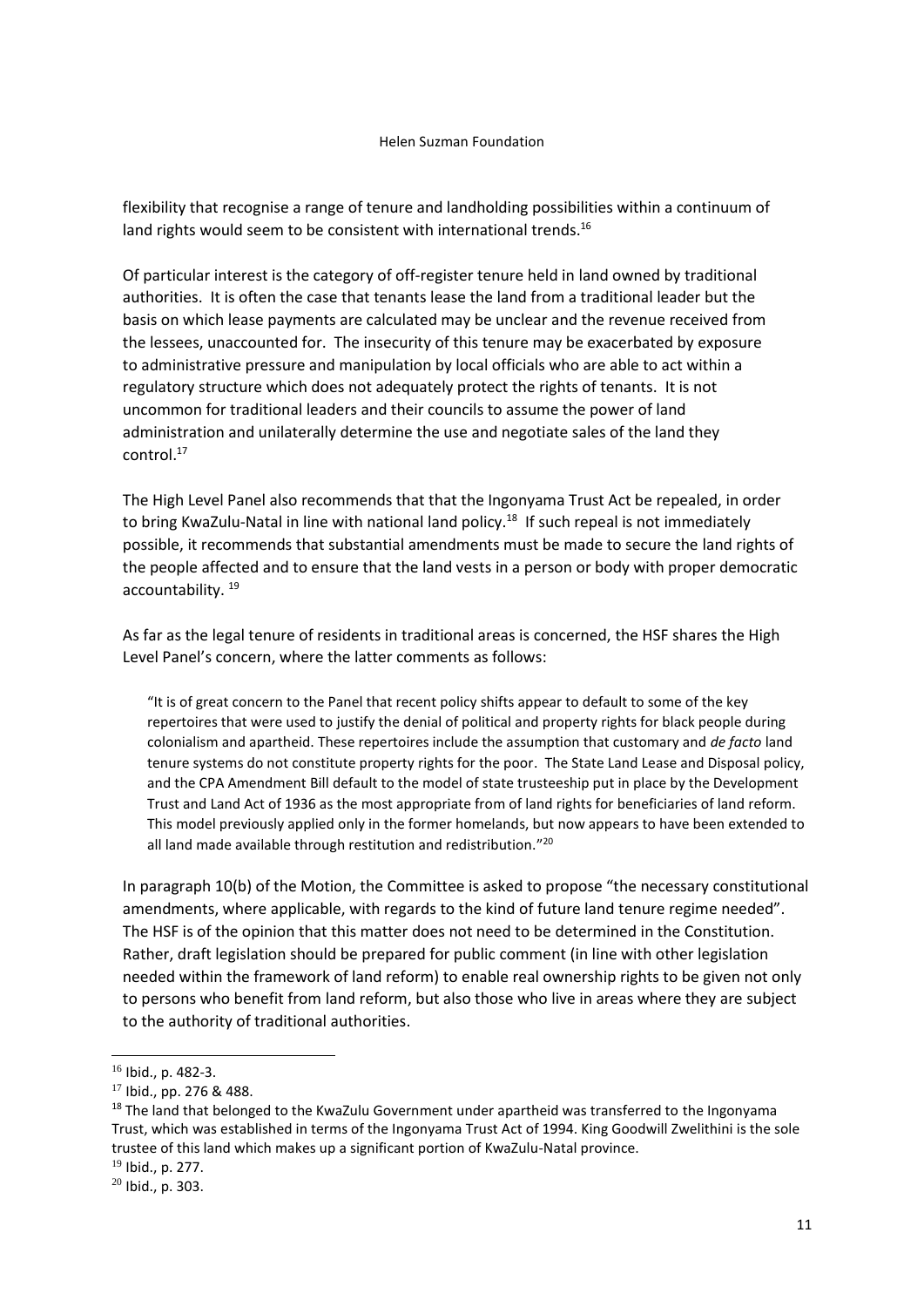flexibility that recognise a range of tenure and landholding possibilities within a continuum of land rights would seem to be consistent with international trends.[16]

Of particular interest is the category of off-register tenure held in land owned by traditional authorities. It is often the case that tenants lease the land from a traditional leader but the basis on which lease payments are calculated may be unclear and the revenue received from the lessees, unaccounted for. The insecurity of this tenure may be exacerbated by exposure to administrative pressure and manipulation by local officials who are able to act within a regulatory structure which does not adequately protect the rights of tenants. It is not uncommon for traditional leaders and their councils to assume the power of land administration and unilaterally determine the use and negotiate sales of the land they control.[17]

The High Level Panel also recommends that that the Ingonyama Trust Act be repealed, in order to bring KwaZulu-Natal in line with national land policy.[18] If such repeal is not immediately possible, it recommends that substantial amendments must be made to secure the land rights of the people affected and to ensure that the land vests in a person or body with proper democratic accountability.[19]

As far as the legal tenure of residents in traditional areas is concerned, the HSF shares the High Level Panel's concern, where the latter comments as follows:

> "It is of great concern to the Panel that recent policy shifts appear to default to some of the key repertoires that were used to justify the denial of political and property rights for black people during colonialism and apartheid. These repertoires include the assumption that customary and *de facto* land tenure systems do not constitute property rights for the poor. The State Land Lease and Disposal policy, and the CPA Amendment Bill default to the model of state trusteeship put in place by the Development Trust and Land Act of 1936 as the most appropriate from of land rights for beneficiaries of land reform. This model previously applied only in the former homelands, but now appears to have been extended to all land made available through restitution and redistribution."[20]

In paragraph 10(b) of the Motion, the Committee is asked to propose "the necessary constitutional amendments, where applicable, with regards to the kind of future land tenure regime needed". The HSF is of the opinion that this matter does not need to be determined in the Constitution. Rather, draft legislation should be prepared for public comment (in line with other legislation needed within the framework of land reform) to enable real ownership rights to be given not only to persons who benefit from land reform, but also those who live in areas where they are subject to the authority of traditional authorities.

---

[16] Ibid., p. 482-3.

[17] Ibid., pp. 276 & 488.

[18] The land that belonged to the KwaZulu Government under apartheid was transferred to the Ingonyama Trust, which was established in terms of the Ingonyama Trust Act of 1994. King Goodwill Zwelithini is the sole trustee of this land which makes up a significant portion of KwaZulu-Natal province.

[19] Ibid., p. 277.

[20] Ibid., p. 303.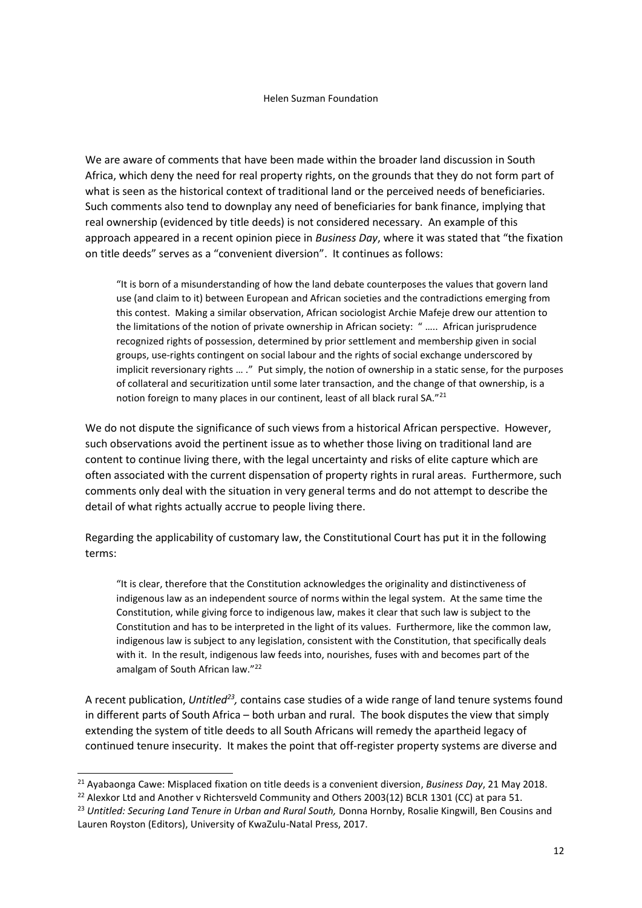We are aware of comments that have been made within the broader land discussion in South Africa, which deny the need for real property rights, on the grounds that they do not form part of what is seen as the historical context of traditional land or the perceived needs of beneficiaries. Such comments also tend to downplay any need of beneficiaries for bank finance, implying that real ownership (evidenced by title deeds) is not considered necessary. An example of this approach appeared in a recent opinion piece in *Business Day*, where it was stated that "the fixation on title deeds" serves as a "convenient diversion". It continues as follows:

> "It is born of a misunderstanding of how the land debate counterposes the values that govern land use (and claim to it) between European and African societies and the contradictions emerging from this contest. Making a similar observation, African sociologist Archie Mafeje drew our attention to the limitations of the notion of private ownership in African society: " ….. African jurisprudence recognized rights of possession, determined by prior settlement and membership given in social groups, use-rights contingent on social labour and the rights of social exchange underscored by implicit reversionary rights … ." Put simply, the notion of ownership in a static sense, for the purposes of collateral and securitization until some later transaction, and the change of that ownership, is a notion foreign to many places in our continent, least of all black rural SA."[21]

We do not dispute the significance of such views from a historical African perspective. However, such observations avoid the pertinent issue as to whether those living on traditional land are content to continue living there, with the legal uncertainty and risks of elite capture which are often associated with the current dispensation of property rights in rural areas. Furthermore, such comments only deal with the situation in very general terms and do not attempt to describe the detail of what rights actually accrue to people living there.

Regarding the applicability of customary law, the Constitutional Court has put it in the following terms:

> "It is clear, therefore that the Constitution acknowledges the originality and distinctiveness of indigenous law as an independent source of norms within the legal system. At the same time the Constitution, while giving force to indigenous law, makes it clear that such law is subject to the Constitution and has to be interpreted in the light of its values. Furthermore, like the common law, indigenous law is subject to any legislation, consistent with the Constitution, that specifically deals with it. In the result, indigenous law feeds into, nourishes, fuses with and becomes part of the amalgam of South African law."[22]

A recent publication, *Untitled*[23], contains case studies of a wide range of land tenure systems found in different parts of South Africa – both urban and rural. The book disputes the view that simply extending the system of title deeds to all South Africans will remedy the apartheid legacy of continued tenure insecurity. It makes the point that off-register property systems are diverse and

---

[21] Ayabaonga Cawe: Misplaced fixation on title deeds is a convenient diversion, *Business Day*, 21 May 2018.

[22] Alexkor Ltd and Another v Richtersveld Community and Others 2003(12) BCLR 1301 (CC) at para 51.

[23] *Untitled: Securing Land Tenure in Urban and Rural South,* Donna Hornby, Rosalie Kingwill, Ben Cousins and Lauren Royston (Editors), University of KwaZulu-Natal Press, 2017.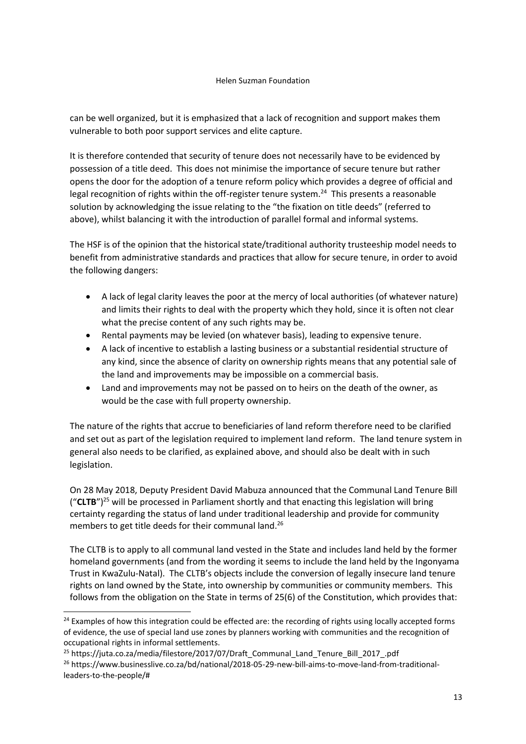can be well organized, but it is emphasized that a lack of recognition and support makes them vulnerable to both poor support services and elite capture.

It is therefore contended that security of tenure does not necessarily have to be evidenced by possession of a title deed. This does not minimise the importance of secure tenure but rather opens the door for the adoption of a tenure reform policy which provides a degree of official and legal recognition of rights within the off-register tenure system.[24] This presents a reasonable solution by acknowledging the issue relating to the "the fixation on title deeds" (referred to above), whilst balancing it with the introduction of parallel formal and informal systems.

The HSF is of the opinion that the historical state/traditional authority trusteeship model needs to benefit from administrative standards and practices that allow for secure tenure, in order to avoid the following dangers:

- A lack of legal clarity leaves the poor at the mercy of local authorities (of whatever nature) and limits their rights to deal with the property which they hold, since it is often not clear what the precise content of any such rights may be.
- Rental payments may be levied (on whatever basis), leading to expensive tenure.
- A lack of incentive to establish a lasting business or a substantial residential structure of any kind, since the absence of clarity on ownership rights means that any potential sale of the land and improvements may be impossible on a commercial basis.
- Land and improvements may not be passed on to heirs on the death of the owner, as would be the case with full property ownership.

The nature of the rights that accrue to beneficiaries of land reform therefore need to be clarified and set out as part of the legislation required to implement land reform. The land tenure system in general also needs to be clarified, as explained above, and should also be dealt with in such legislation.

On 28 May 2018, Deputy President David Mabuza announced that the Communal Land Tenure Bill ("**CLTB**")[25] will be processed in Parliament shortly and that enacting this legislation will bring certainty regarding the status of land under traditional leadership and provide for community members to get title deeds for their communal land.[26]

The CLTB is to apply to all communal land vested in the State and includes land held by the former homeland governments (and from the wording it seems to include the land held by the Ingonyama Trust in KwaZulu-Natal). The CLTB's objects include the conversion of legally insecure land tenure rights on land owned by the State, into ownership by communities or community members. This follows from the obligation on the State in terms of 25(6) of the Constitution, which provides that:

---

[24] Examples of how this integration could be effected are: the recording of rights using locally accepted forms of evidence, the use of special land use zones by planners working with communities and the recognition of occupational rights in informal settlements.

[25] https://juta.co.za/media/filestore/2017/07/Draft_Communal_Land_Tenure_Bill_2017_.pdf

[26] https://www.businesslive.co.za/bd/national/2018-05-29-new-bill-aims-to-move-land-from-traditional-leaders-to-the-people/#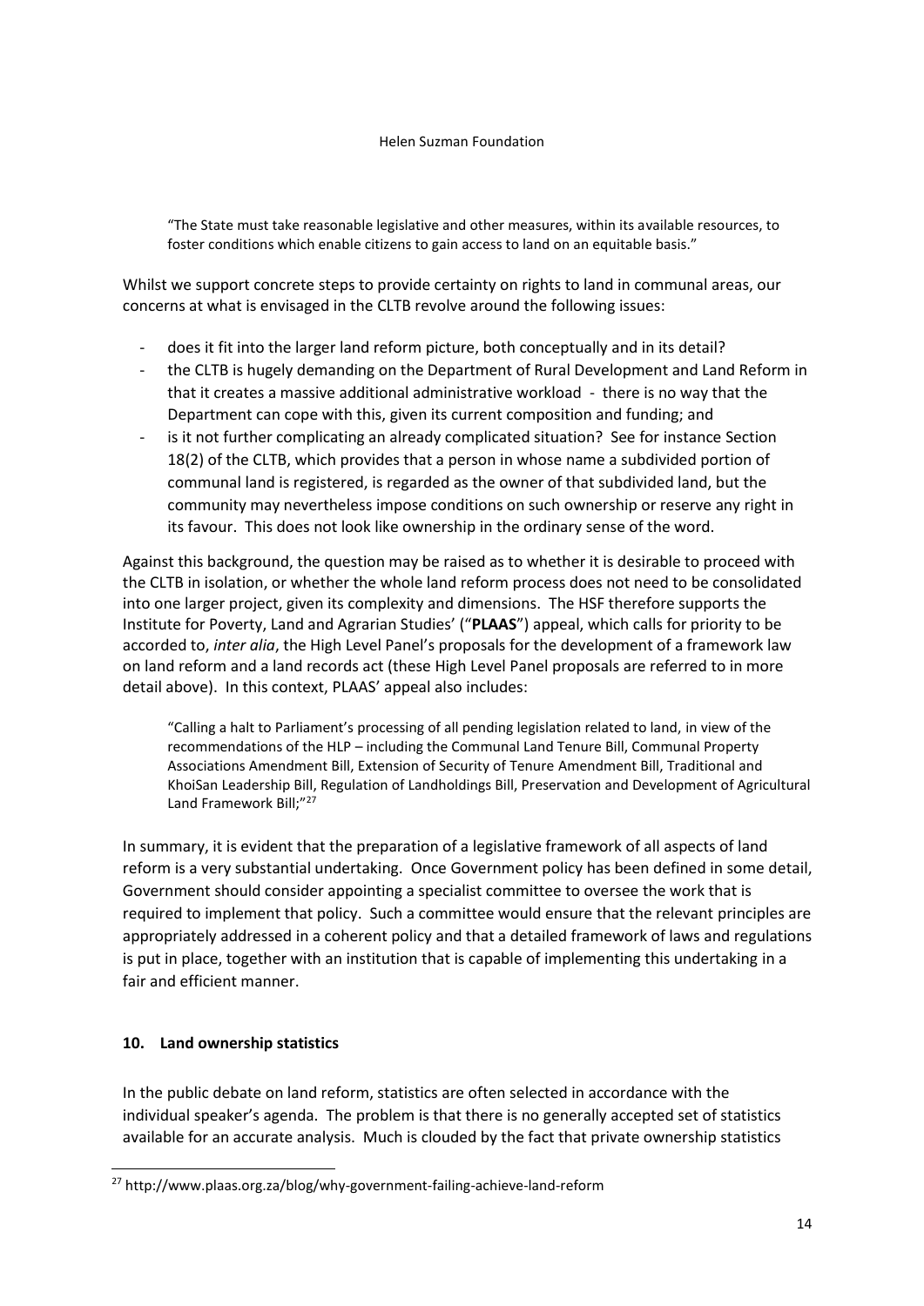> "The State must take reasonable legislative and other measures, within its available resources, to foster conditions which enable citizens to gain access to land on an equitable basis."

Whilst we support concrete steps to provide certainty on rights to land in communal areas, our concerns at what is envisaged in the CLTB revolve around the following issues:

- does it fit into the larger land reform picture, both conceptually and in its detail?
- the CLTB is hugely demanding on the Department of Rural Development and Land Reform in that it creates a massive additional administrative workload - there is no way that the Department can cope with this, given its current composition and funding; and
- is it not further complicating an already complicated situation? See for instance Section 18(2) of the CLTB, which provides that a person in whose name a subdivided portion of communal land is registered, is regarded as the owner of that subdivided land, but the community may nevertheless impose conditions on such ownership or reserve any right in its favour. This does not look like ownership in the ordinary sense of the word.

Against this background, the question may be raised as to whether it is desirable to proceed with the CLTB in isolation, or whether the whole land reform process does not need to be consolidated into one larger project, given its complexity and dimensions. The HSF therefore supports the Institute for Poverty, Land and Agrarian Studies' ("**PLAAS**") appeal, which calls for priority to be accorded to, *inter alia*, the High Level Panel's proposals for the development of a framework law on land reform and a land records act (these High Level Panel proposals are referred to in more detail above). In this context, PLAAS' appeal also includes:

> "Calling a halt to Parliament's processing of all pending legislation related to land, in view of the recommendations of the HLP – including the Communal Land Tenure Bill, Communal Property Associations Amendment Bill, Extension of Security of Tenure Amendment Bill, Traditional and KhoiSan Leadership Bill, Regulation of Landholdings Bill, Preservation and Development of Agricultural Land Framework Bill;"[27]

In summary, it is evident that the preparation of a legislative framework of all aspects of land reform is a very substantial undertaking. Once Government policy has been defined in some detail, Government should consider appointing a specialist committee to oversee the work that is required to implement that policy. Such a committee would ensure that the relevant principles are appropriately addressed in a coherent policy and that a detailed framework of laws and regulations is put in place, together with an institution that is capable of implementing this undertaking in a fair and efficient manner.

## 10. Land ownership statistics

In the public debate on land reform, statistics are often selected in accordance with the individual speaker's agenda. The problem is that there is no generally accepted set of statistics available for an accurate analysis. Much is clouded by the fact that private ownership statistics

---

[27] http://www.plaas.org.za/blog/why-government-failing-achieve-land-reform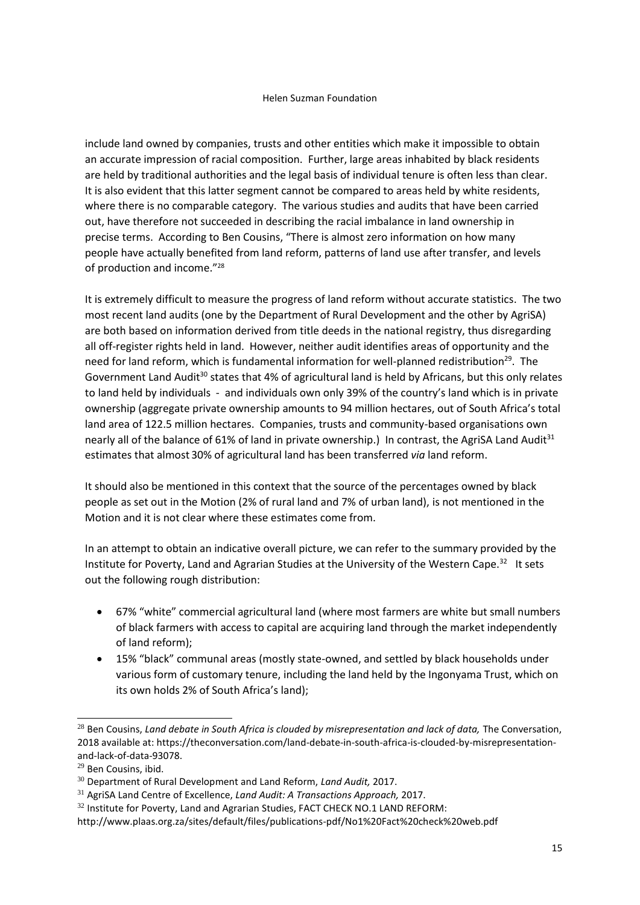include land owned by companies, trusts and other entities which make it impossible to obtain an accurate impression of racial composition. Further, large areas inhabited by black residents are held by traditional authorities and the legal basis of individual tenure is often less than clear. It is also evident that this latter segment cannot be compared to areas held by white residents, where there is no comparable category. The various studies and audits that have been carried out, have therefore not succeeded in describing the racial imbalance in land ownership in precise terms. According to Ben Cousins, "There is almost zero information on how many people have actually benefited from land reform, patterns of land use after transfer, and levels of production and income."[28]

It is extremely difficult to measure the progress of land reform without accurate statistics. The two most recent land audits (one by the Department of Rural Development and the other by AgriSA) are both based on information derived from title deeds in the national registry, thus disregarding all off-register rights held in land. However, neither audit identifies areas of opportunity and the need for land reform, which is fundamental information for well-planned redistribution[29]. The Government Land Audit[30] states that 4% of agricultural land is held by Africans, but this only relates to land held by individuals - and individuals own only 39% of the country's land which is in private ownership (aggregate private ownership amounts to 94 million hectares, out of South Africa's total land area of 122.5 million hectares. Companies, trusts and community-based organisations own nearly all of the balance of 61% of land in private ownership.) In contrast, the AgriSA Land Audit[31] estimates that almost 30% of agricultural land has been transferred *via* land reform.

It should also be mentioned in this context that the source of the percentages owned by black people as set out in the Motion (2% of rural land and 7% of urban land), is not mentioned in the Motion and it is not clear where these estimates come from.

In an attempt to obtain an indicative overall picture, we can refer to the summary provided by the Institute for Poverty, Land and Agrarian Studies at the University of the Western Cape.[32] It sets out the following rough distribution:

- 67% "white" commercial agricultural land (where most farmers are white but small numbers of black farmers with access to capital are acquiring land through the market independently of land reform);
- 15% "black" communal areas (mostly state-owned, and settled by black households under various form of customary tenure, including the land held by the Ingonyama Trust, which on its own holds 2% of South Africa's land);

---

[28] Ben Cousins, *Land debate in South Africa is clouded by misrepresentation and lack of data,* The Conversation, 2018 available at: https://theconversation.com/land-debate-in-south-africa-is-clouded-by-misrepresentation-and-lack-of-data-93078.

[29] Ben Cousins, ibid.

[30] Department of Rural Development and Land Reform, *Land Audit,* 2017.

[31] AgriSA Land Centre of Excellence, *Land Audit: A Transactions Approach,* 2017.

[32] Institute for Poverty, Land and Agrarian Studies, FACT CHECK NO.1 LAND REFORM: http://www.plaas.org.za/sites/default/files/publications-pdf/No1%20Fact%20check%20web.pdf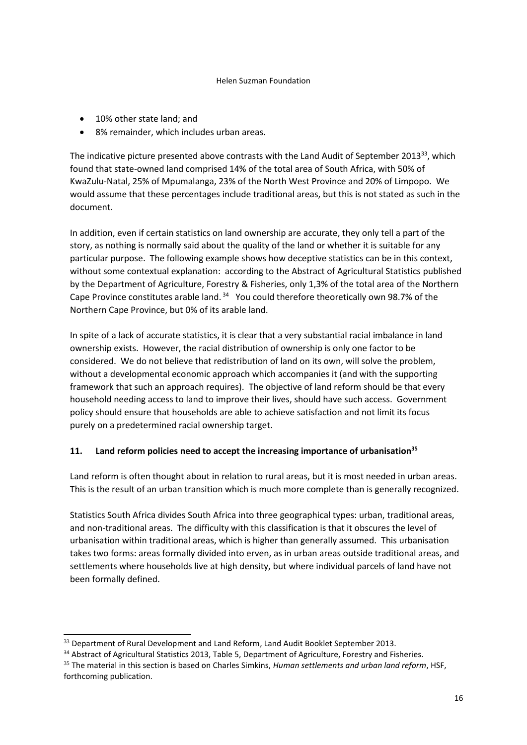- 10% other state land; and
- 8% remainder, which includes urban areas.

The indicative picture presented above contrasts with the Land Audit of September 2013[33], which found that state-owned land comprised 14% of the total area of South Africa, with 50% of KwaZulu-Natal, 25% of Mpumalanga, 23% of the North West Province and 20% of Limpopo. We would assume that these percentages include traditional areas, but this is not stated as such in the document.

In addition, even if certain statistics on land ownership are accurate, they only tell a part of the story, as nothing is normally said about the quality of the land or whether it is suitable for any particular purpose. The following example shows how deceptive statistics can be in this context, without some contextual explanation: according to the Abstract of Agricultural Statistics published by the Department of Agriculture, Forestry & Fisheries, only 1,3% of the total area of the Northern Cape Province constitutes arable land.[34] You could therefore theoretically own 98.7% of the Northern Cape Province, but 0% of its arable land.

In spite of a lack of accurate statistics, it is clear that a very substantial racial imbalance in land ownership exists. However, the racial distribution of ownership is only one factor to be considered. We do not believe that redistribution of land on its own, will solve the problem, without a developmental economic approach which accompanies it (and with the supporting framework that such an approach requires). The objective of land reform should be that every household needing access to land to improve their lives, should have such access. Government policy should ensure that households are able to achieve satisfaction and not limit its focus purely on a predetermined racial ownership target.

## 11. Land reform policies need to accept the increasing importance of urbanisation[35]

Land reform is often thought about in relation to rural areas, but it is most needed in urban areas. This is the result of an urban transition which is much more complete than is generally recognized.

Statistics South Africa divides South Africa into three geographical types: urban, traditional areas, and non-traditional areas. The difficulty with this classification is that it obscures the level of urbanisation within traditional areas, which is higher than generally assumed. This urbanisation takes two forms: areas formally divided into erven, as in urban areas outside traditional areas, and settlements where households live at high density, but where individual parcels of land have not been formally defined.

---

[33] Department of Rural Development and Land Reform, Land Audit Booklet September 2013.

[34] Abstract of Agricultural Statistics 2013, Table 5, Department of Agriculture, Forestry and Fisheries.

[35] The material in this section is based on Charles Simkins, *Human settlements and urban land reform*, HSF, forthcoming publication.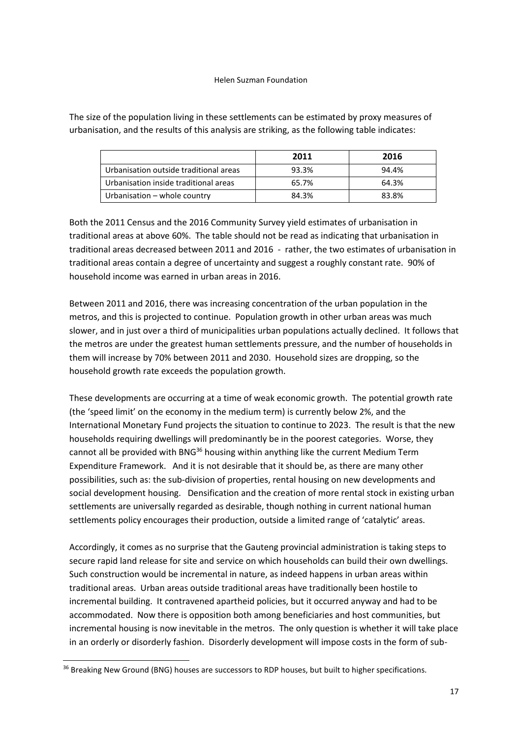The size of the population living in these settlements can be estimated by proxy measures of urbanisation, and the results of this analysis are striking, as the following table indicates:

| | 2011 | 2016 |
|---|---|---|
| Urbanisation outside traditional areas | 93.3% | 94.4% |
| Urbanisation inside traditional areas | 65.7% | 64.3% |
| Urbanisation – whole country | 84.3% | 83.8% |

Both the 2011 Census and the 2016 Community Survey yield estimates of urbanisation in traditional areas at above 60%. The table should not be read as indicating that urbanisation in traditional areas decreased between 2011 and 2016 - rather, the two estimates of urbanisation in traditional areas contain a degree of uncertainty and suggest a roughly constant rate. 90% of household income was earned in urban areas in 2016.

Between 2011 and 2016, there was increasing concentration of the urban population in the metros, and this is projected to continue. Population growth in other urban areas was much slower, and in just over a third of municipalities urban populations actually declined. It follows that the metros are under the greatest human settlements pressure, and the number of households in them will increase by 70% between 2011 and 2030. Household sizes are dropping, so the household growth rate exceeds the population growth.

These developments are occurring at a time of weak economic growth. The potential growth rate (the 'speed limit' on the economy in the medium term) is currently below 2%, and the International Monetary Fund projects the situation to continue to 2023. The result is that the new households requiring dwellings will predominantly be in the poorest categories. Worse, they cannot all be provided with BNG[36] housing within anything like the current Medium Term Expenditure Framework. And it is not desirable that it should be, as there are many other possibilities, such as: the sub-division of properties, rental housing on new developments and social development housing. Densification and the creation of more rental stock in existing urban settlements are universally regarded as desirable, though nothing in current national human settlements policy encourages their production, outside a limited range of 'catalytic' areas.

Accordingly, it comes as no surprise that the Gauteng provincial administration is taking steps to secure rapid land release for site and service on which households can build their own dwellings. Such construction would be incremental in nature, as indeed happens in urban areas within traditional areas. Urban areas outside traditional areas have traditionally been hostile to incremental building. It contravened apartheid policies, but it occurred anyway and had to be accommodated. Now there is opposition both among beneficiaries and host communities, but incremental housing is now inevitable in the metros. The only question is whether it will take place in an orderly or disorderly fashion. Disorderly development will impose costs in the form of sub-

[36] Breaking New Ground (BNG) houses are successors to RDP houses, but built to higher specifications.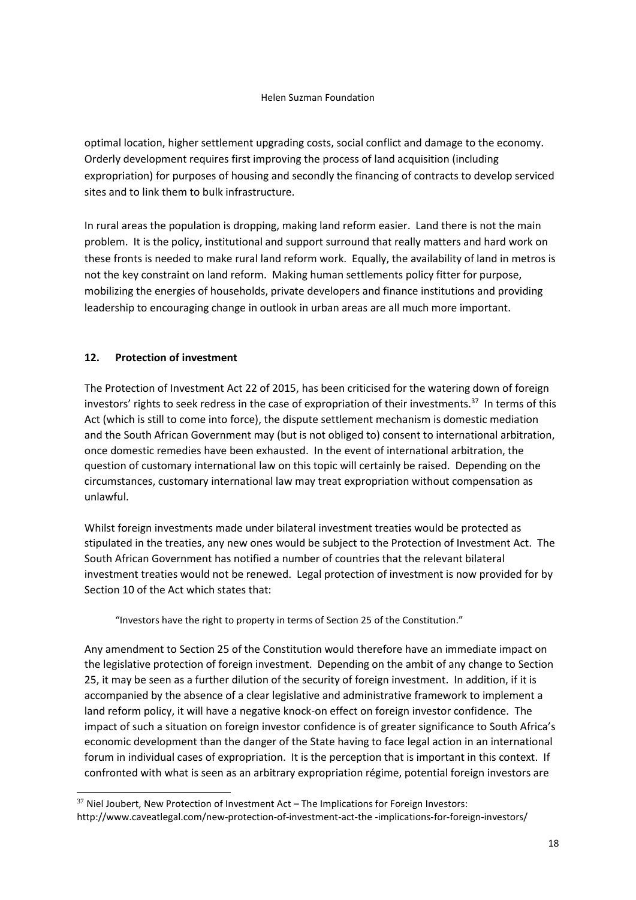optimal location, higher settlement upgrading costs, social conflict and damage to the economy. Orderly development requires first improving the process of land acquisition (including expropriation) for purposes of housing and secondly the financing of contracts to develop serviced sites and to link them to bulk infrastructure.

In rural areas the population is dropping, making land reform easier. Land there is not the main problem. It is the policy, institutional and support surround that really matters and hard work on these fronts is needed to make rural land reform work. Equally, the availability of land in metros is not the key constraint on land reform. Making human settlements policy fitter for purpose, mobilizing the energies of households, private developers and finance institutions and providing leadership to encouraging change in outlook in urban areas are all much more important.

## 12. Protection of investment

The Protection of Investment Act 22 of 2015, has been criticised for the watering down of foreign investors' rights to seek redress in the case of expropriation of their investments.[37] In terms of this Act (which is still to come into force), the dispute settlement mechanism is domestic mediation and the South African Government may (but is not obliged to) consent to international arbitration, once domestic remedies have been exhausted. In the event of international arbitration, the question of customary international law on this topic will certainly be raised. Depending on the circumstances, customary international law may treat expropriation without compensation as unlawful.

Whilst foreign investments made under bilateral investment treaties would be protected as stipulated in the treaties, any new ones would be subject to the Protection of Investment Act. The South African Government has notified a number of countries that the relevant bilateral investment treaties would not be renewed. Legal protection of investment is now provided for by Section 10 of the Act which states that:

> "Investors have the right to property in terms of Section 25 of the Constitution."

Any amendment to Section 25 of the Constitution would therefore have an immediate impact on the legislative protection of foreign investment. Depending on the ambit of any change to Section 25, it may be seen as a further dilution of the security of foreign investment. In addition, if it is accompanied by the absence of a clear legislative and administrative framework to implement a land reform policy, it will have a negative knock-on effect on foreign investor confidence. The impact of such a situation on foreign investor confidence is of greater significance to South Africa's economic development than the danger of the State having to face legal action in an international forum in individual cases of expropriation. It is the perception that is important in this context. If confronted with what is seen as an arbitrary expropriation régime, potential foreign investors are

[37] Niel Joubert, New Protection of Investment Act – The Implications for Foreign Investors: http://www.caveatlegal.com/new-protection-of-investment-act-the -implications-for-foreign-investors/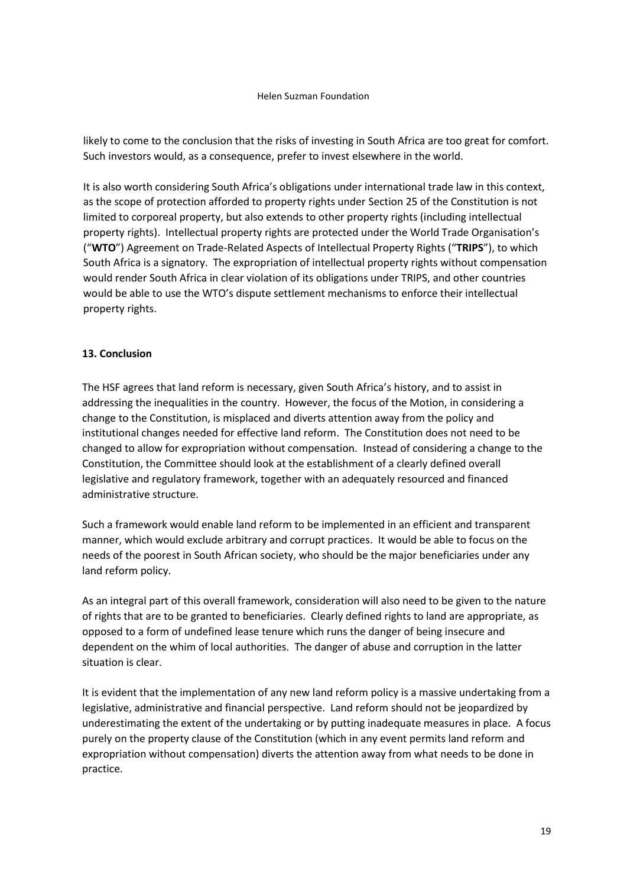likely to come to the conclusion that the risks of investing in South Africa are too great for comfort. Such investors would, as a consequence, prefer to invest elsewhere in the world.

It is also worth considering South Africa's obligations under international trade law in this context, as the scope of protection afforded to property rights under Section 25 of the Constitution is not limited to corporeal property, but also extends to other property rights (including intellectual property rights). Intellectual property rights are protected under the World Trade Organisation's ("**WTO**") Agreement on Trade-Related Aspects of Intellectual Property Rights ("**TRIPS**"), to which South Africa is a signatory. The expropriation of intellectual property rights without compensation would render South Africa in clear violation of its obligations under TRIPS, and other countries would be able to use the WTO's dispute settlement mechanisms to enforce their intellectual property rights.

## 13. Conclusion

The HSF agrees that land reform is necessary, given South Africa's history, and to assist in addressing the inequalities in the country. However, the focus of the Motion, in considering a change to the Constitution, is misplaced and diverts attention away from the policy and institutional changes needed for effective land reform. The Constitution does not need to be changed to allow for expropriation without compensation. Instead of considering a change to the Constitution, the Committee should look at the establishment of a clearly defined overall legislative and regulatory framework, together with an adequately resourced and financed administrative structure.

Such a framework would enable land reform to be implemented in an efficient and transparent manner, which would exclude arbitrary and corrupt practices. It would be able to focus on the needs of the poorest in South African society, who should be the major beneficiaries under any land reform policy.

As an integral part of this overall framework, consideration will also need to be given to the nature of rights that are to be granted to beneficiaries. Clearly defined rights to land are appropriate, as opposed to a form of undefined lease tenure which runs the danger of being insecure and dependent on the whim of local authorities. The danger of abuse and corruption in the latter situation is clear.

It is evident that the implementation of any new land reform policy is a massive undertaking from a legislative, administrative and financial perspective. Land reform should not be jeopardized by underestimating the extent of the undertaking or by putting inadequate measures in place. A focus purely on the property clause of the Constitution (which in any event permits land reform and expropriation without compensation) diverts the attention away from what needs to be done in practice.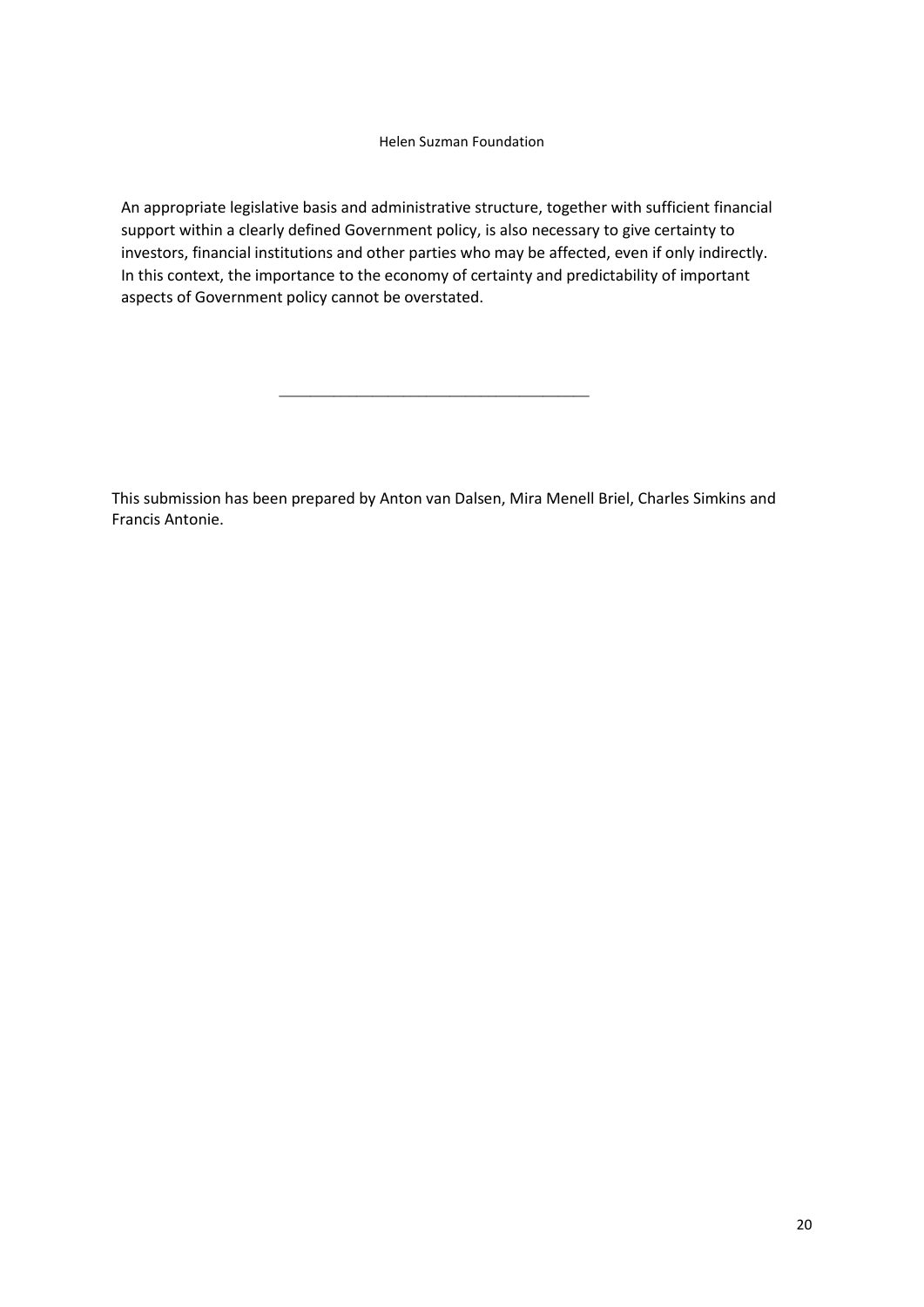An appropriate legislative basis and administrative structure, together with sufficient financial support within a clearly defined Government policy, is also necessary to give certainty to investors, financial institutions and other parties who may be affected, even if only indirectly. In this context, the importance to the economy of certainty and predictability of important aspects of Government policy cannot be overstated.

---

This submission has been prepared by Anton van Dalsen, Mira Menell Briel, Charles Simkins and Francis Antonie.